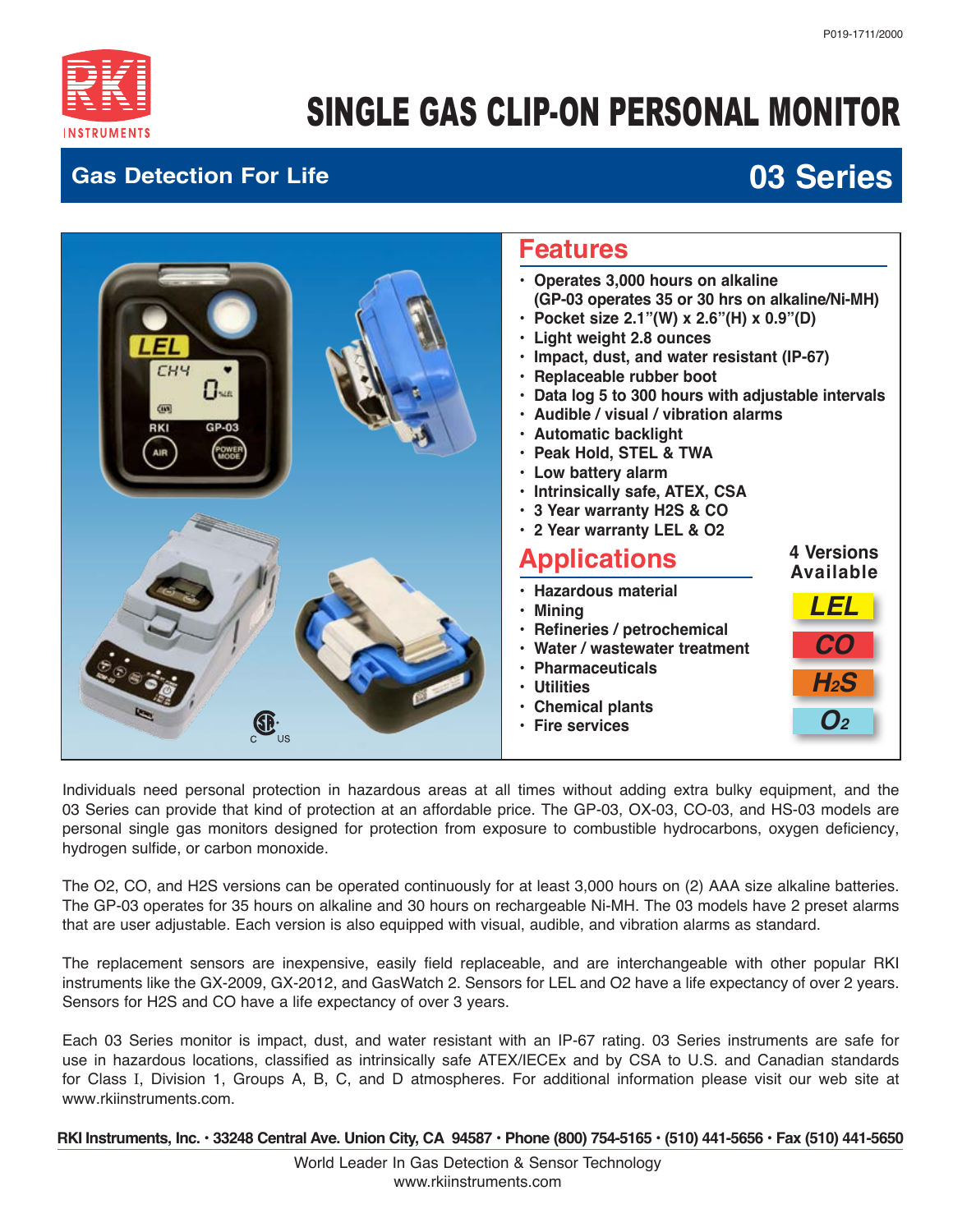P019-1711/2000

# SINGLE GAS CLIP-ON PERSONAL MONITOR

## Gas Detection For Life — 03 Series

## Features

- Operates 3,000 hours on alkaline (GP-03 operates 35 or 30 hrs on alkaline/Ni-MH)
- Pocket size 2.1"(W) x 2.6"(H) x 0.9"(D)
- Light weight 2.8 ounces
- Impact, dust, and water resistant (IP-67)
- Replaceable rubber boot
- Data log 5 to 300 hours with adjustable intervals
- Audible / visual / vibration alarms
- Automatic backlight
- Peak Hold, STEL & TWA
- Low battery alarm
- Intrinsically safe, ATEX, CSA
- 3 Year warranty H2S & CO
- 2 Year warranty LEL & O2

## Applications

- Hazardous material
- Mining
- Refineries / petrochemical
- Water / wastewater treatment
- Pharmaceuticals
- Utilities
- Chemical plants
- Fire services

**4 Versions Available**

- LEL
- CO
- $H_2S$
- $O_2$

Individuals need personal protection in hazardous areas at all times without adding extra bulky equipment, and the 03 Series can provide that kind of protection at an affordable price. The GP-03, OX-03, CO-03, and HS-03 models are personal single gas monitors designed for protection from exposure to combustible hydrocarbons, oxygen deficiency, hydrogen sulfide, or carbon monoxide.

The O2, CO, and H2S versions can be operated continuously for at least 3,000 hours on (2) AAA size alkaline batteries. The GP-03 operates for 35 hours on alkaline and 30 hours on rechargeable Ni-MH. The 03 models have 2 preset alarms that are user adjustable. Each version is also equipped with visual, audible, and vibration alarms as standard.

The replacement sensors are inexpensive, easily field replaceable, and are interchangeable with other popular RKI instruments like the GX-2009, GX-2012, and GasWatch 2. Sensors for LEL and O2 have a life expectancy of over 2 years. Sensors for H2S and CO have a life expectancy of over 3 years.

Each 03 Series monitor is impact, dust, and water resistant with an IP-67 rating. 03 Series instruments are safe for use in hazardous locations, classified as intrinsically safe ATEX/IECEx and by CSA to U.S. and Canadian standards for Class I, Division 1, Groups A, B, C, and D atmospheres. For additional information please visit our web site at www.rkiinstruments.com.

**RKI Instruments, Inc. • 33248 Central Ave. Union City, CA 94587 • Phone (800) 754-5165 • (510) 441-5656 • Fax (510) 441-5650**

World Leader In Gas Detection & Sensor Technology
www.rkiinstruments.com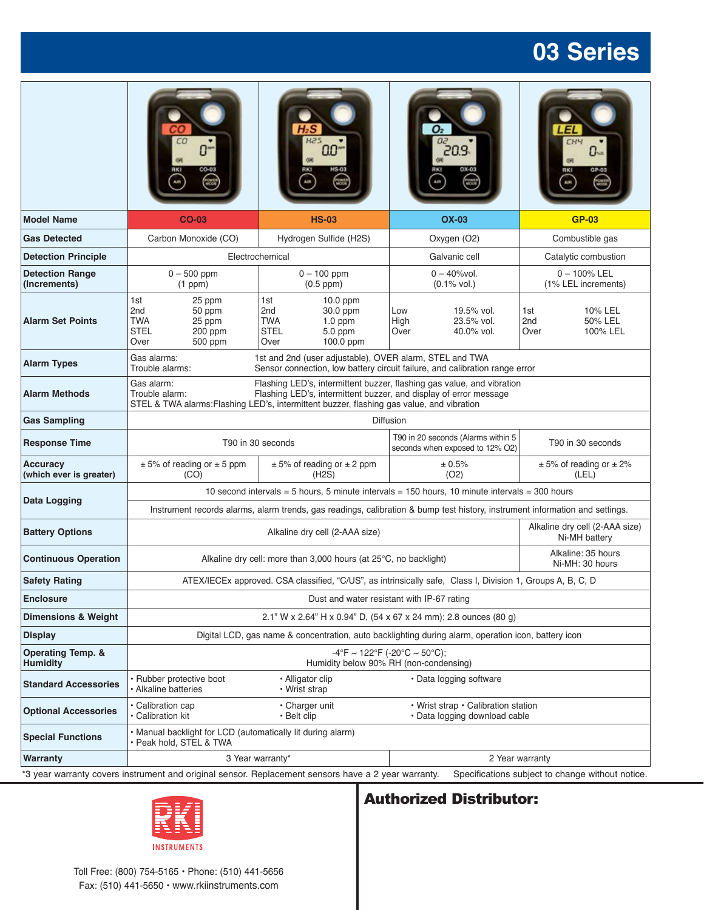# 03 Series

| | | | | |
|---|---|---|---|---|
| **Model Name** | CO-03 | HS-03 | OX-03 | GP-03 |
| **Gas Detected** | Carbon Monoxide (CO) | Hydrogen Sulfide (H2S) | Oxygen (O2) | Combustible gas |
| **Detection Principle** | Electrochemical | | Galvanic cell | Catalytic combustion |
| **Detection Range (Increments)** | 0 – 500 ppm (1 ppm) | 0 – 100 ppm (0.5 ppm) | 0 – 40%vol. (0.1% vol.) | 0 – 100% LEL (1% LEL increments) |
| **Alarm Set Points** | 1st 25 ppm<br>2nd 50 ppm<br>TWA 25 ppm<br>STEL 200 ppm<br>Over 500 ppm | 1st 10.0 ppm<br>2nd 30.0 ppm<br>TWA 1.0 ppm<br>STEL 5.0 ppm<br>Over 100.0 ppm | Low 19.5% vol.<br>High 23.5% vol.<br>Over 40.0% vol. | 1st 10% LEL<br>2nd 50% LEL<br>Over 100% LEL |
| **Alarm Types** | Gas alarms: 1st and 2nd (user adjustable), OVER alarm, STEL and TWA<br>Trouble alarms: Sensor connection, low battery circuit failure, and calibration range error | | | |
| **Alarm Methods** | Gas alarm: Flashing LED's, intermittent buzzer, flashing gas value, and vibration<br>Trouble alarm: Flashing LED's, intermittent buzzer, and display of error message<br>STEL & TWA alarms:Flashing LED's, intermittent buzzer, flashing gas value, and vibration | | | |
| **Gas Sampling** | Diffusion | | | |
| **Response Time** | T90 in 30 seconds | | T90 in 20 seconds (Alarms within 5 seconds when exposed to 12% O2) | T90 in 30 seconds |
| **Accuracy (which ever is greater)** | ± 5% of reading or ± 5 ppm (CO) | ± 5% of reading or ± 2 ppm (H2S) | ± 0.5% (O2) | ± 5% of reading or ± 2% (LEL) |
| **Data Logging** | 10 second intervals = 5 hours, 5 minute intervals = 150 hours, 10 minute intervals = 300 hours<br>Instrument records alarms, alarm trends, gas readings, calibration & bump test history, instrument information and settings. | | | |
| **Battery Options** | Alkaline dry cell (2-AAA size) | | | Alkaline dry cell (2-AAA size)<br>Ni-MH battery |
| **Continuous Operation** | Alkaline dry cell: more than 3,000 hours (at 25°C, no backlight) | | | Alkaline: 35 hours<br>Ni-MH: 30 hours |
| **Safety Rating** | ATEX/IECEx approved. CSA classified, "C/US", as intrinsically safe, Class I, Division 1, Groups A, B, C, D | | | |
| **Enclosure** | Dust and water resistant with IP-67 rating | | | |
| **Dimensions & Weight** | 2.1" W x 2.64" H x 0.94" D, (54 x 67 x 24 mm); 2.8 ounces (80 g) | | | |
| **Display** | Digital LCD, gas name & concentration, auto backlighting during alarm, operation icon, battery icon | | | |
| **Operating Temp. & Humidity** | -4°F ~ 122°F (-20°C ~ 50°C);<br>Humidity below 90% RH (non-condensing) | | | |
| **Standard Accessories** | • Rubber protective boot<br>• Alkaline batteries<br>• Alligator clip<br>• Wrist strap<br>• Data logging software | | | |
| **Optional Accessories** | • Calibration cap<br>• Calibration kit<br>• Charger unit<br>• Belt clip<br>• Wrist strap • Calibration station<br>• Data logging download cable | | | |
| **Special Functions** | • Manual backlight for LCD (automatically lit during alarm)<br>• Peak hold, STEL & TWA | | | |
| **Warranty** | 3 Year warranty* | | 2 Year warranty | |

*3 year warranty covers instrument and original sensor. Replacement sensors have a 2 year warranty. Specifications subject to change without notice.

RKI INSTRUMENTS

Toll Free: (800) 754-5165 • Phone: (510) 441-5656
Fax: (510) 441-5650 • www.rkiinstruments.com

**Authorized Distributor:**